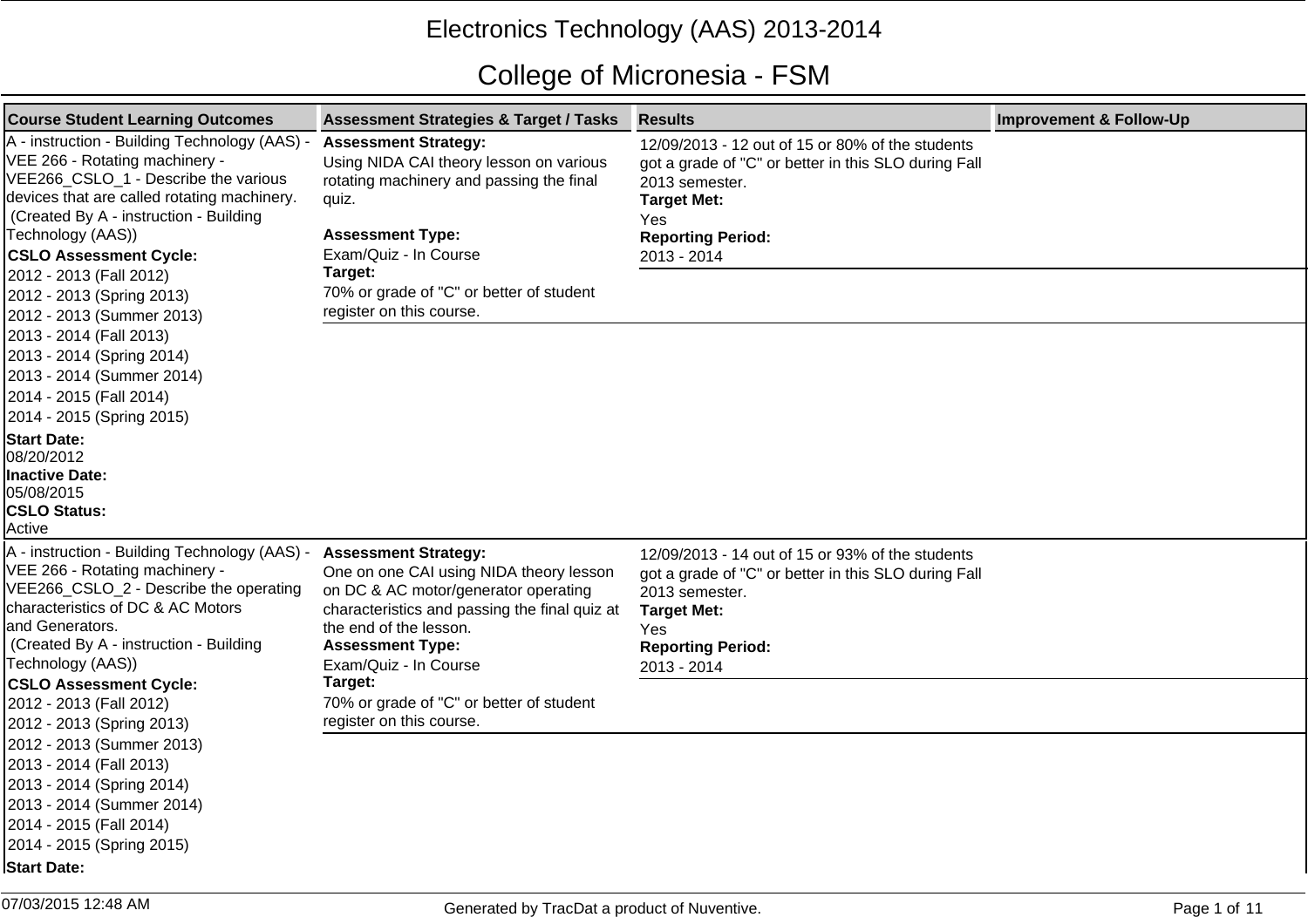# Electronics Technology (AAS) 2013-2014

## College of Micronesia - FSM

| Course Student Learning Outcomes | Assessment Strategies & Target / Tasks | Results | Improvement & Follow-Up |
|---|---|---|---|
| A - instruction - Building Technology (AAS) - VEE 266 - Rotating machinery - VEE266_CSLO_1 - Describe the various devices that are called rotating machinery. (Created By A - instruction - Building Technology (AAS))<br>**CSLO Assessment Cycle:**<br>2012 - 2013 (Fall 2012)<br>2012 - 2013 (Spring 2013)<br>2012 - 2013 (Summer 2013)<br>2013 - 2014 (Fall 2013)<br>2013 - 2014 (Spring 2014)<br>2013 - 2014 (Summer 2014)<br>2014 - 2015 (Fall 2014)<br>2014 - 2015 (Spring 2015)<br>**Start Date:**<br>08/20/2012<br>**Inactive Date:**<br>05/08/2015<br>**CSLO Status:**<br>Active | **Assessment Strategy:**<br>Using NIDA CAI theory lesson on various rotating machinery and passing the final quiz.<br>**Assessment Type:**<br>Exam/Quiz - In Course<br>**Target:**<br>70% or grade of "C" or better of student register on this course. | 12/09/2013 - 12 out of 15 or 80% of the students got a grade of "C" or better in this SLO during Fall 2013 semester.<br>**Target Met:**<br>Yes<br>**Reporting Period:**<br>2013 - 2014 | |
| A - instruction - Building Technology (AAS) - VEE 266 - Rotating machinery - VEE266_CSLO_2 - Describe the operating characteristics of DC & AC Motors and Generators. (Created By A - instruction - Building Technology (AAS))<br>**CSLO Assessment Cycle:**<br>2012 - 2013 (Fall 2012)<br>2012 - 2013 (Spring 2013)<br>2012 - 2013 (Summer 2013)<br>2013 - 2014 (Fall 2013)<br>2013 - 2014 (Spring 2014)<br>2013 - 2014 (Summer 2014)<br>2014 - 2015 (Fall 2014)<br>2014 - 2015 (Spring 2015)<br>**Start Date:** | **Assessment Strategy:**<br>One on one CAI using NIDA theory lesson on DC & AC motor/generator operating characteristics and passing the final quiz at the end of the lesson.<br>**Assessment Type:**<br>Exam/Quiz - In Course<br>**Target:**<br>70% or grade of "C" or better of student register on this course. | 12/09/2013 - 14 out of 15 or 93% of the students got a grade of "C" or better in this SLO during Fall 2013 semester.<br>**Target Met:**<br>Yes<br>**Reporting Period:**<br>2013 - 2014 | |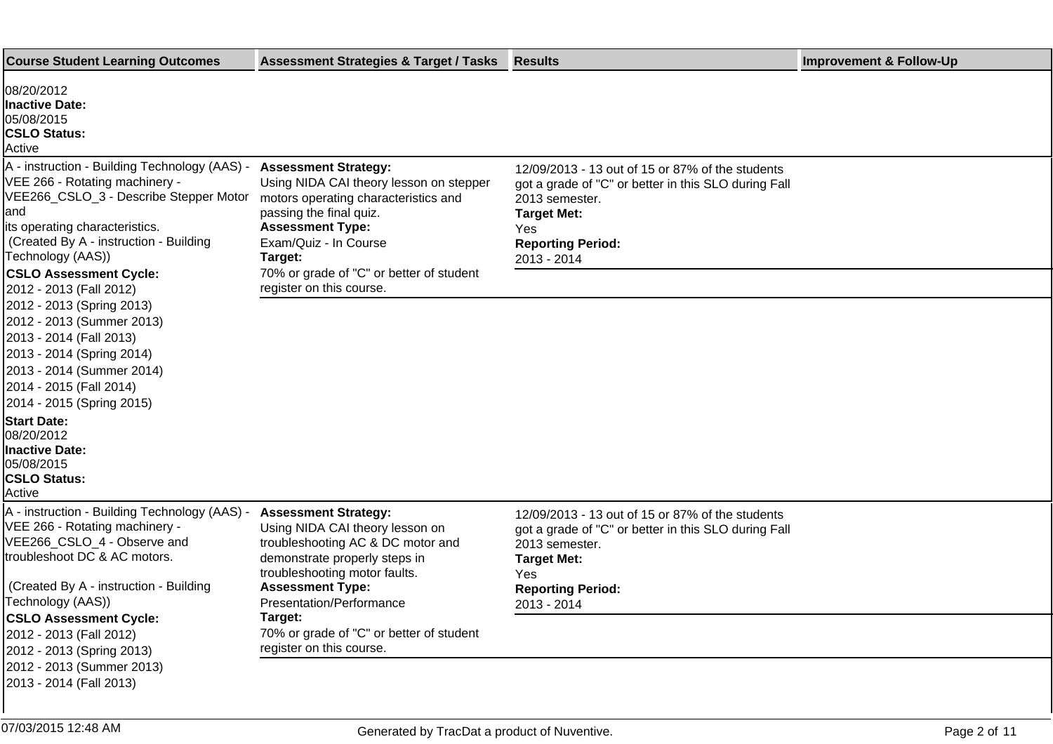| Course Student Learning Outcomes | Assessment Strategies & Target / Tasks | Results | Improvement & Follow-Up |
|---|---|---|---|
| 08/20/2012<br>**Inactive Date:**<br>05/08/2015<br>**CSLO Status:**<br>Active | | | |
| A - instruction - Building Technology (AAS) - VEE 266 - Rotating machinery - VEE266_CSLO_3 - Describe Stepper Motor and<br>its operating characteristics.<br>(Created By A - instruction - Building Technology (AAS))<br>**CSLO Assessment Cycle:**<br>2012 - 2013 (Fall 2012)<br>2012 - 2013 (Spring 2013)<br>2012 - 2013 (Summer 2013)<br>2013 - 2014 (Fall 2013)<br>2013 - 2014 (Spring 2014)<br>2013 - 2014 (Summer 2014)<br>2014 - 2015 (Fall 2014)<br>2014 - 2015 (Spring 2015)<br>**Start Date:**<br>08/20/2012<br>**Inactive Date:**<br>05/08/2015<br>**CSLO Status:**<br>Active | **Assessment Strategy:**<br>Using NIDA CAI theory lesson on stepper motors operating characteristics and passing the final quiz.<br>**Assessment Type:**<br>Exam/Quiz - In Course<br>**Target:**<br>70% or grade of "C" or better of student register on this course. | 12/09/2013 - 13 out of 15 or 87% of the students got a grade of "C" or better in this SLO during Fall 2013 semester.<br>**Target Met:**<br>Yes<br>**Reporting Period:**<br>2013 - 2014 | |
| A - instruction - Building Technology (AAS) - VEE 266 - Rotating machinery - VEE266_CSLO_4 - Observe and troubleshoot DC & AC motors.<br><br>(Created By A - instruction - Building Technology (AAS))<br>**CSLO Assessment Cycle:**<br>2012 - 2013 (Fall 2012)<br>2012 - 2013 (Spring 2013)<br>2012 - 2013 (Summer 2013)<br>2013 - 2014 (Fall 2013) | **Assessment Strategy:**<br>Using NIDA CAI theory lesson on troubleshooting AC & DC motor and demonstrate properly steps in troubleshooting motor faults.<br>**Assessment Type:**<br>Presentation/Performance<br>**Target:**<br>70% or grade of "C" or better of student register on this course. | 12/09/2013 - 13 out of 15 or 87% of the students got a grade of "C" or better in this SLO during Fall 2013 semester.<br>**Target Met:**<br>Yes<br>**Reporting Period:**<br>2013 - 2014 | |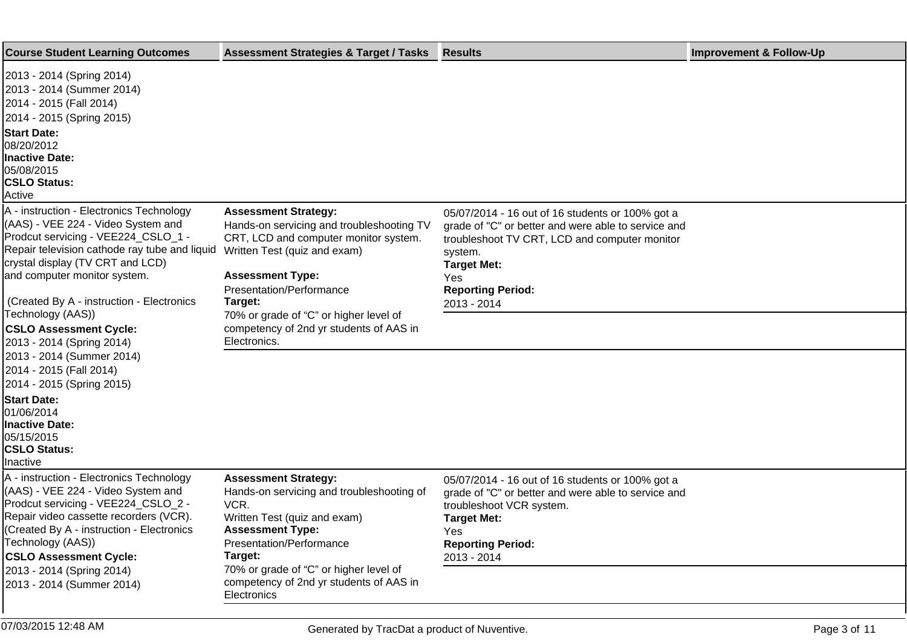| Course Student Learning Outcomes | Assessment Strategies & Target / Tasks | Results | Improvement & Follow-Up |
| --- | --- | --- | --- |
| 2013 - 2014 (Spring 2014)<br>2013 - 2014 (Summer 2014)<br>2014 - 2015 (Fall 2014)<br>2014 - 2015 (Spring 2015)<br>**Start Date:**<br>08/20/2012<br>**Inactive Date:**<br>05/08/2015<br>**CSLO Status:**<br>Active | | | |
| A - instruction - Electronics Technology (AAS) - VEE 224 - Video System and Prodcut servicing - VEE224_CSLO_1 - Repair television cathode ray tube and liquid crystal display (TV CRT and LCD) and computer monitor system.<br><br>(Created By A - instruction - Electronics Technology (AAS))<br>**CSLO Assessment Cycle:**<br>2013 - 2014 (Spring 2014)<br>2013 - 2014 (Summer 2014)<br>2014 - 2015 (Fall 2014)<br>2014 - 2015 (Spring 2015)<br>**Start Date:**<br>01/06/2014<br>**Inactive Date:**<br>05/15/2015<br>**CSLO Status:**<br>Inactive | **Assessment Strategy:**<br>Hands-on servicing and troubleshooting TV CRT, LCD and computer monitor system. Written Test (quiz and exam)<br><br>**Assessment Type:**<br>Presentation/Performance<br>**Target:**<br>70% or grade of “C” or higher level of competency of 2nd yr students of AAS in Electronics. | 05/07/2014 - 16 out of 16 students or 100% got a grade of "C" or better and were able to service and troubleshoot TV CRT, LCD and computer monitor system.<br>**Target Met:**<br>Yes<br>**Reporting Period:**<br>2013 - 2014 | |
| A - instruction - Electronics Technology (AAS) - VEE 224 - Video System and Prodcut servicing - VEE224_CSLO_2 - Repair video cassette recorders (VCR). (Created By A - instruction - Electronics Technology (AAS))<br>**CSLO Assessment Cycle:**<br>2013 - 2014 (Spring 2014)<br>2013 - 2014 (Summer 2014) | **Assessment Strategy:**<br>Hands-on servicing and troubleshooting of VCR.<br>Written Test (quiz and exam)<br>**Assessment Type:**<br>Presentation/Performance<br>**Target:**<br>70% or grade of “C” or higher level of competency of 2nd yr students of AAS in Electronics | 05/07/2014 - 16 out of 16 students or 100% got a grade of "C" or better and were able to service and troubleshoot VCR system.<br>**Target Met:**<br>Yes<br>**Reporting Period:**<br>2013 - 2014 | |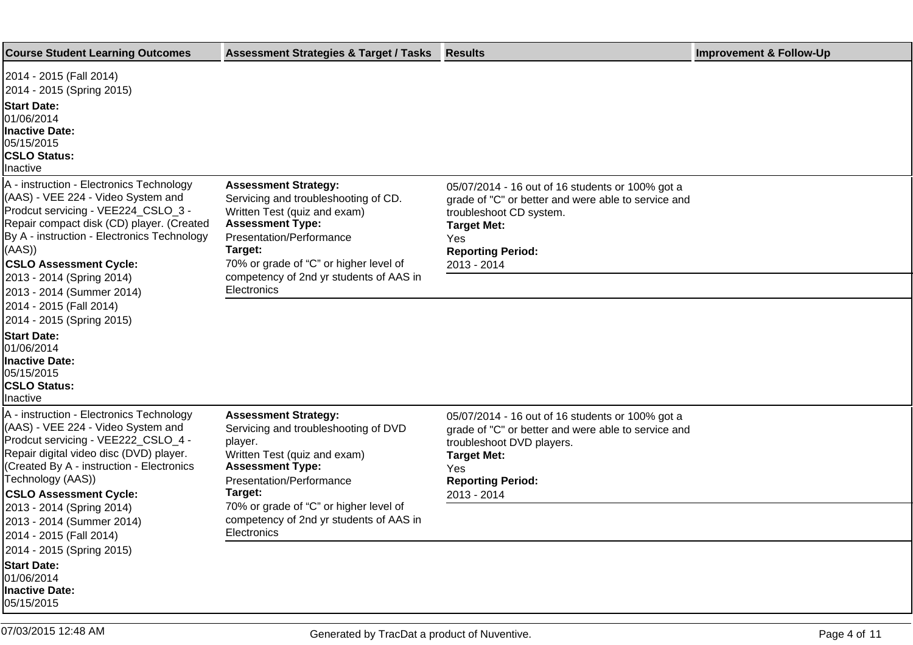| Course Student Learning Outcomes | Assessment Strategies & Target / Tasks | Results | Improvement & Follow-Up |
|---|---|---|---|
| 2014 - 2015 (Fall 2014)<br>2014 - 2015 (Spring 2015)<br>**Start Date:**<br>01/06/2014<br>**Inactive Date:**<br>05/15/2015<br>**CSLO Status:**<br>Inactive | | | |
| A - instruction - Electronics Technology (AAS) - VEE 224 - Video System and Prodcut servicing - VEE224_CSLO_3 - Repair compact disk (CD) player. (Created By A - instruction - Electronics Technology (AAS))<br>**CSLO Assessment Cycle:**<br>2013 - 2014 (Spring 2014)<br>2013 - 2014 (Summer 2014)<br>2014 - 2015 (Fall 2014)<br>2014 - 2015 (Spring 2015)<br>**Start Date:**<br>01/06/2014<br>**Inactive Date:**<br>05/15/2015<br>**CSLO Status:**<br>Inactive | **Assessment Strategy:**<br>Servicing and troubleshooting of CD.<br>Written Test (quiz and exam)<br>**Assessment Type:**<br>Presentation/Performance<br>**Target:**<br>70% or grade of "C" or higher level of competency of 2nd yr students of AAS in Electronics | 05/07/2014 - 16 out of 16 students or 100% got a grade of "C" or better and were able to service and troubleshoot CD system.<br>**Target Met:**<br>Yes<br>**Reporting Period:**<br>2013 - 2014 | |
| A - instruction - Electronics Technology (AAS) - VEE 224 - Video System and Prodcut servicing - VEE222_CSLO_4 - Repair digital video disc (DVD) player. (Created By A - instruction - Electronics Technology (AAS))<br>**CSLO Assessment Cycle:**<br>2013 - 2014 (Spring 2014)<br>2013 - 2014 (Summer 2014)<br>2014 - 2015 (Fall 2014)<br>2014 - 2015 (Spring 2015)<br>**Start Date:**<br>01/06/2014<br>**Inactive Date:**<br>05/15/2015 | **Assessment Strategy:**<br>Servicing and troubleshooting of DVD player.<br>Written Test (quiz and exam)<br>**Assessment Type:**<br>Presentation/Performance<br>**Target:**<br>70% or grade of "C" or higher level of competency of 2nd yr students of AAS in Electronics | 05/07/2014 - 16 out of 16 students or 100% got a grade of "C" or better and were able to service and troubleshoot DVD players.<br>**Target Met:**<br>Yes<br>**Reporting Period:**<br>2013 - 2014 | |

07/03/2015 12:48 AM

Generated by TracDat a product of Nuventive.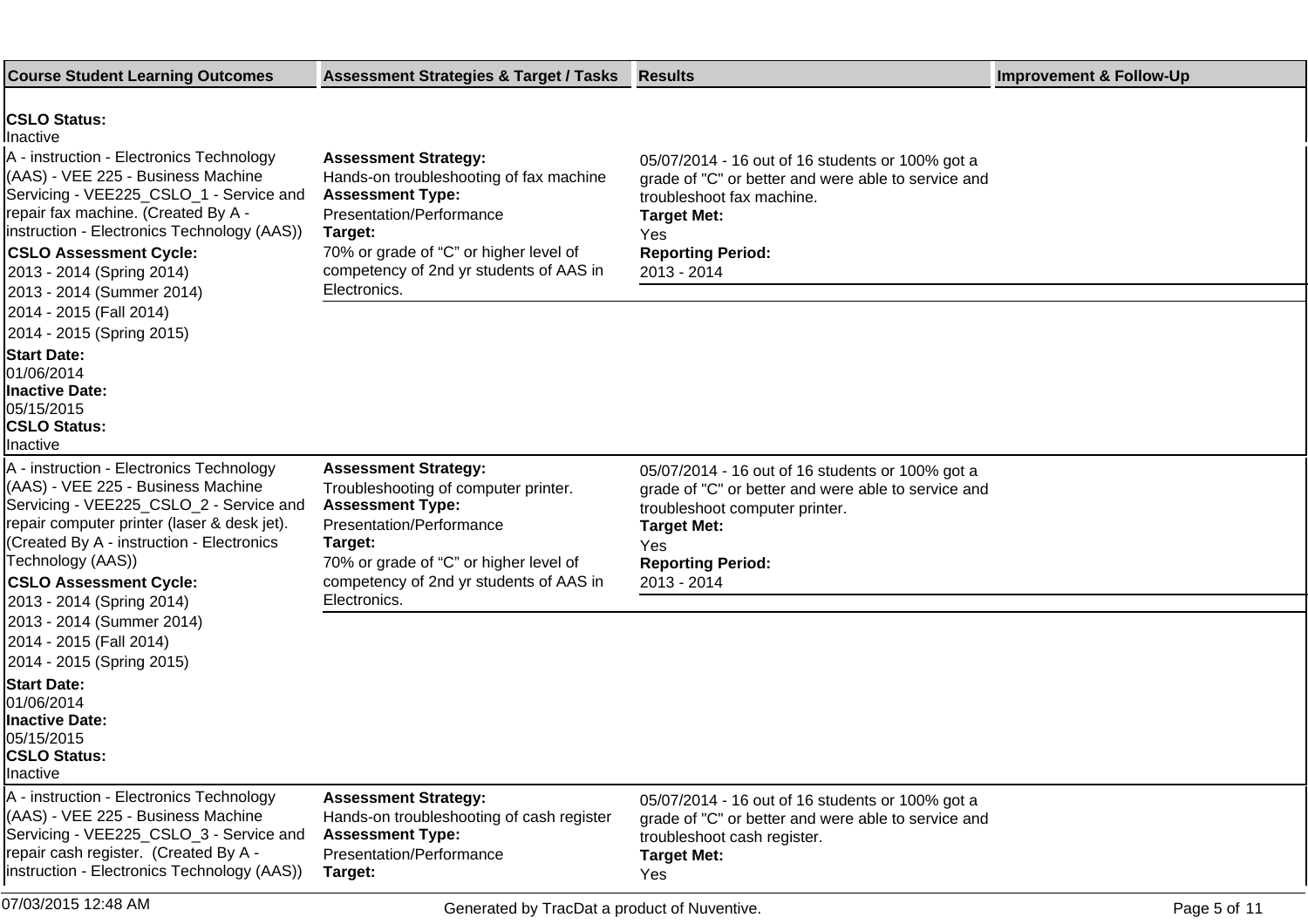| Course Student Learning Outcomes | Assessment Strategies & Target / Tasks | Results | Improvement & Follow-Up |
|---|---|---|---|
| **CSLO Status:** Inactive | | | |
| A - instruction - Electronics Technology (AAS) - VEE 225 - Business Machine Servicing - VEE225_CSLO_1 - Service and repair fax machine. (Created By A - instruction - Electronics Technology (AAS))<br>**CSLO Assessment Cycle:**<br>2013 - 2014 (Spring 2014)<br>2013 - 2014 (Summer 2014)<br>2014 - 2015 (Fall 2014)<br>2014 - 2015 (Spring 2015)<br>**Start Date:**<br>01/06/2014<br>**Inactive Date:**<br>05/15/2015<br>**CSLO Status:**<br>Inactive | **Assessment Strategy:**<br>Hands-on troubleshooting of fax machine<br>**Assessment Type:**<br>Presentation/Performance<br>**Target:**<br>70% or grade of "C" or higher level of competency of 2nd yr students of AAS in Electronics. | 05/07/2014 - 16 out of 16 students or 100% got a grade of "C" or better and were able to service and troubleshoot fax machine.<br>**Target Met:**<br>Yes<br>**Reporting Period:**<br>2013 - 2014 | |
| A - instruction - Electronics Technology (AAS) - VEE 225 - Business Machine Servicing - VEE225_CSLO_2 - Service and repair computer printer (laser & desk jet). (Created By A - instruction - Electronics Technology (AAS))<br>**CSLO Assessment Cycle:**<br>2013 - 2014 (Spring 2014)<br>2013 - 2014 (Summer 2014)<br>2014 - 2015 (Fall 2014)<br>2014 - 2015 (Spring 2015)<br>**Start Date:**<br>01/06/2014<br>**Inactive Date:**<br>05/15/2015<br>**CSLO Status:**<br>Inactive | **Assessment Strategy:**<br>Troubleshooting of computer printer.<br>**Assessment Type:**<br>Presentation/Performance<br>**Target:**<br>70% or grade of "C" or higher level of competency of 2nd yr students of AAS in Electronics. | 05/07/2014 - 16 out of 16 students or 100% got a grade of "C" or better and were able to service and troubleshoot computer printer.<br>**Target Met:**<br>Yes<br>**Reporting Period:**<br>2013 - 2014 | |
| A - instruction - Electronics Technology (AAS) - VEE 225 - Business Machine Servicing - VEE225_CSLO_3 - Service and repair cash register. (Created By A - instruction - Electronics Technology (AAS)) | **Assessment Strategy:**<br>Hands-on troubleshooting of cash register<br>**Assessment Type:**<br>Presentation/Performance<br>**Target:** | 05/07/2014 - 16 out of 16 students or 100% got a grade of "C" or better and were able to service and troubleshoot cash register.<br>**Target Met:**<br>Yes | |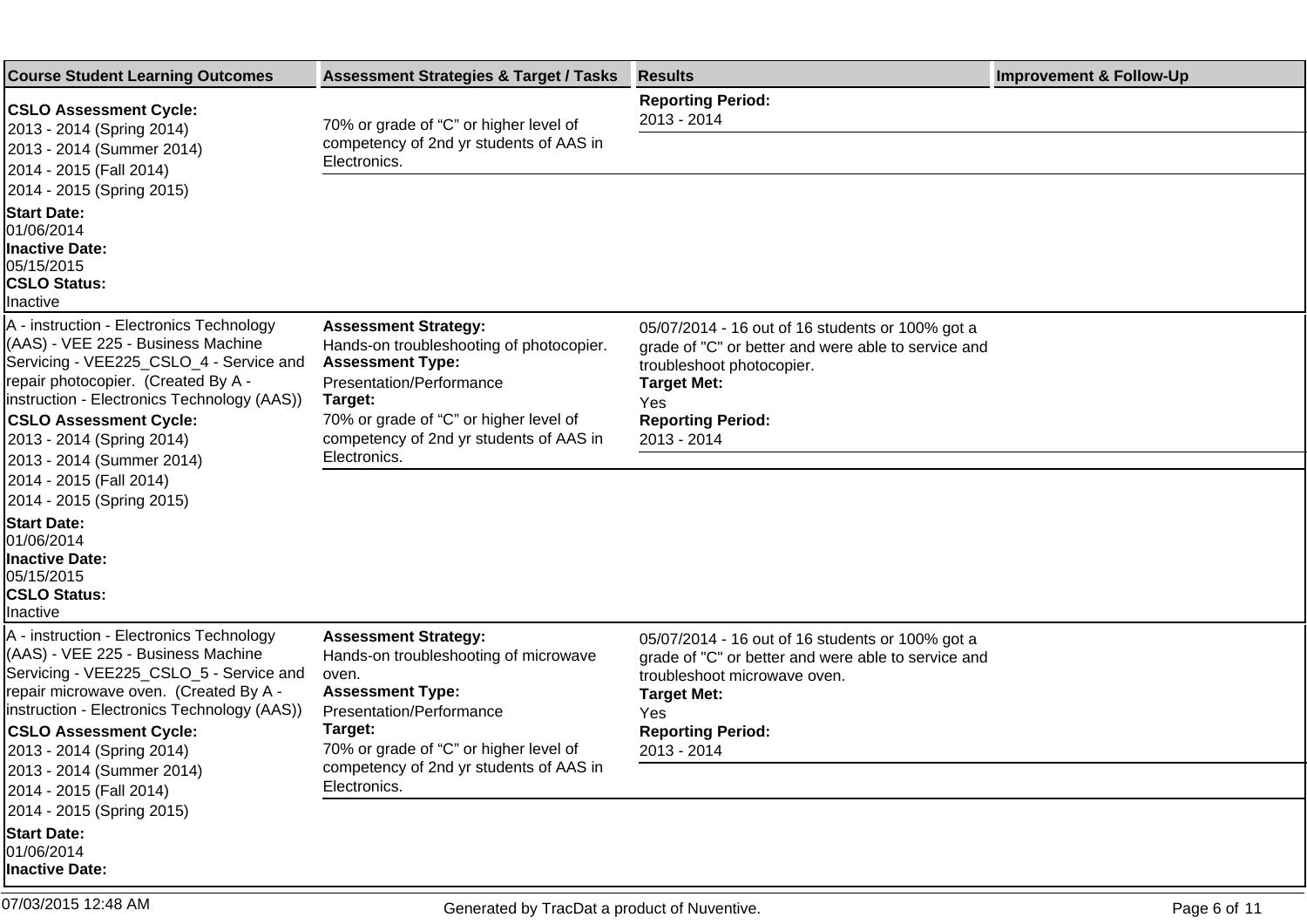| Course Student Learning Outcomes | Assessment Strategies & Target / Tasks | Results | Improvement & Follow-Up |
| --- | --- | --- | --- |
| **CSLO Assessment Cycle:**<br>2013 - 2014 (Spring 2014)<br>2013 - 2014 (Summer 2014)<br>2014 - 2015 (Fall 2014)<br>2014 - 2015 (Spring 2015)<br>**Start Date:**<br>01/06/2014<br>**Inactive Date:**<br>05/15/2015<br>**CSLO Status:**<br>Inactive | 70% or grade of "C" or higher level of competency of 2nd yr students of AAS in Electronics. | **Reporting Period:**<br>2013 - 2014 | |
| A - instruction - Electronics Technology (AAS) - VEE 225 - Business Machine Servicing - VEE225_CSLO_4 - Service and repair photocopier. (Created By A - instruction - Electronics Technology (AAS))<br>**CSLO Assessment Cycle:**<br>2013 - 2014 (Spring 2014)<br>2013 - 2014 (Summer 2014)<br>2014 - 2015 (Fall 2014)<br>2014 - 2015 (Spring 2015)<br>**Start Date:**<br>01/06/2014<br>**Inactive Date:**<br>05/15/2015<br>**CSLO Status:**<br>Inactive | **Assessment Strategy:**<br>Hands-on troubleshooting of photocopier.<br>**Assessment Type:**<br>Presentation/Performance<br>**Target:**<br>70% or grade of "C" or higher level of competency of 2nd yr students of AAS in Electronics. | 05/07/2014 - 16 out of 16 students or 100% got a grade of "C" or better and were able to service and troubleshoot photocopier.<br>**Target Met:**<br>Yes<br>**Reporting Period:**<br>2013 - 2014 | |
| A - instruction - Electronics Technology (AAS) - VEE 225 - Business Machine Servicing - VEE225_CSLO_5 - Service and repair microwave oven. (Created By A - instruction - Electronics Technology (AAS))<br>**CSLO Assessment Cycle:**<br>2013 - 2014 (Spring 2014)<br>2013 - 2014 (Summer 2014)<br>2014 - 2015 (Fall 2014)<br>2014 - 2015 (Spring 2015)<br>**Start Date:**<br>01/06/2014<br>**Inactive Date:** | **Assessment Strategy:**<br>Hands-on troubleshooting of microwave oven.<br>**Assessment Type:**<br>Presentation/Performance<br>**Target:**<br>70% or grade of "C" or higher level of competency of 2nd yr students of AAS in Electronics. | 05/07/2014 - 16 out of 16 students or 100% got a grade of "C" or better and were able to service and troubleshoot microwave oven.<br>**Target Met:**<br>Yes<br>**Reporting Period:**<br>2013 - 2014 | |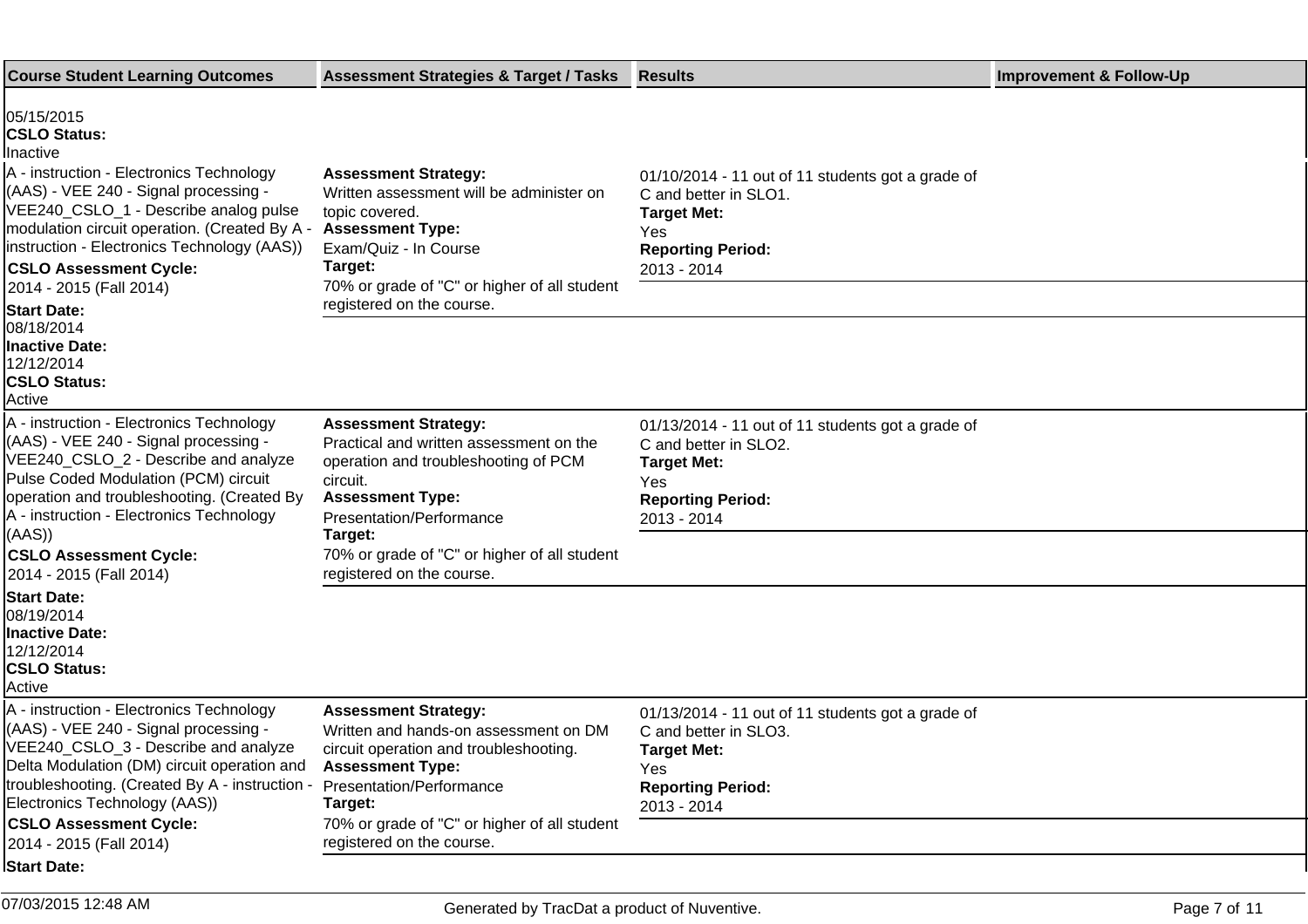| Course Student Learning Outcomes | Assessment Strategies & Target / Tasks | Results | Improvement & Follow-Up |
|---|---|---|---|
| 05/15/2015<br>**CSLO Status:**<br>Inactive | | | |
| A - instruction - Electronics Technology (AAS) - VEE 240 - Signal processing - VEE240_CSLO_1 - Describe analog pulse modulation circuit operation. (Created By A - instruction - Electronics Technology (AAS))<br>**CSLO Assessment Cycle:**<br>2014 - 2015 (Fall 2014)<br>**Start Date:**<br>08/18/2014<br>**Inactive Date:**<br>12/12/2014<br>**CSLO Status:**<br>Active | **Assessment Strategy:**<br>Written assessment will be administer on topic covered.<br>**Assessment Type:**<br>Exam/Quiz - In Course<br>**Target:**<br>70% or grade of "C" or higher of all student registered on the course. | 01/10/2014 - 11 out of 11 students got a grade of C and better in SLO1.<br>**Target Met:**<br>Yes<br>**Reporting Period:**<br>2013 - 2014 | |
| A - instruction - Electronics Technology (AAS) - VEE 240 - Signal processing - VEE240_CSLO_2 - Describe and analyze Pulse Coded Modulation (PCM) circuit operation and troubleshooting. (Created By A - instruction - Electronics Technology (AAS))<br>**CSLO Assessment Cycle:**<br>2014 - 2015 (Fall 2014)<br>**Start Date:**<br>08/19/2014<br>**Inactive Date:**<br>12/12/2014<br>**CSLO Status:**<br>Active | **Assessment Strategy:**<br>Practical and written assessment on the operation and troubleshooting of PCM circuit.<br>**Assessment Type:**<br>Presentation/Performance<br>**Target:**<br>70% or grade of "C" or higher of all student registered on the course. | 01/13/2014 - 11 out of 11 students got a grade of C and better in SLO2.<br>**Target Met:**<br>Yes<br>**Reporting Period:**<br>2013 - 2014 | |
| A - instruction - Electronics Technology (AAS) - VEE 240 - Signal processing - VEE240_CSLO_3 - Describe and analyze Delta Modulation (DM) circuit operation and troubleshooting. (Created By A - instruction - Electronics Technology (AAS))<br>**CSLO Assessment Cycle:**<br>2014 - 2015 (Fall 2014)<br>**Start Date:** | **Assessment Strategy:**<br>Written and hands-on assessment on DM circuit operation and troubleshooting.<br>**Assessment Type:**<br>Presentation/Performance<br>**Target:**<br>70% or grade of "C" or higher of all student registered on the course. | 01/13/2014 - 11 out of 11 students got a grade of C and better in SLO3.<br>**Target Met:**<br>Yes<br>**Reporting Period:**<br>2013 - 2014 | |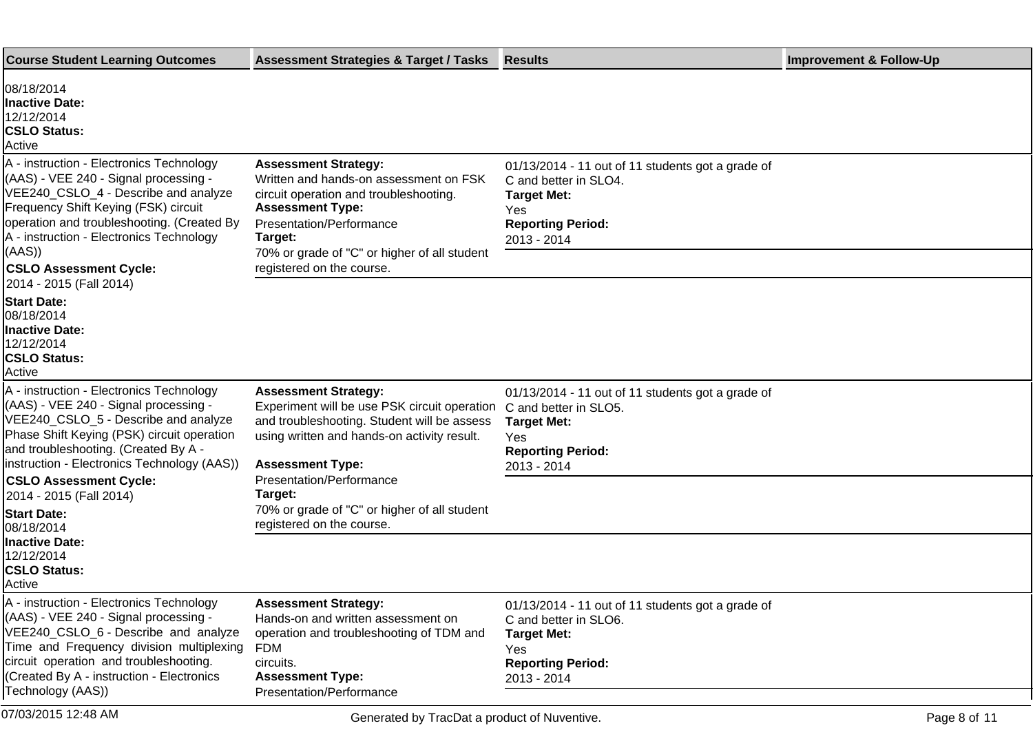| Course Student Learning Outcomes | Assessment Strategies & Target / Tasks | Results | Improvement & Follow-Up |
|---|---|---|---|
| 08/18/2014<br>**Inactive Date:**<br>12/12/2014<br>**CSLO Status:**<br>Active | | | |
| A - instruction - Electronics Technology (AAS) - VEE 240 - Signal processing - VEE240_CSLO_4 - Describe and analyze Frequency Shift Keying (FSK) circuit operation and troubleshooting. (Created By A - instruction - Electronics Technology (AAS))<br>**CSLO Assessment Cycle:**<br>2014 - 2015 (Fall 2014)<br>**Start Date:**<br>08/18/2014<br>**Inactive Date:**<br>12/12/2014<br>**CSLO Status:**<br>Active | **Assessment Strategy:**<br>Written and hands-on assessment on FSK circuit operation and troubleshooting.<br>**Assessment Type:**<br>Presentation/Performance<br>**Target:**<br>70% or grade of "C" or higher of all student registered on the course. | 01/13/2014 - 11 out of 11 students got a grade of C and better in SLO4.<br>**Target Met:**<br>Yes<br>**Reporting Period:**<br>2013 - 2014 | |
| A - instruction - Electronics Technology (AAS) - VEE 240 - Signal processing - VEE240_CSLO_5 - Describe and analyze Phase Shift Keying (PSK) circuit operation and troubleshooting. (Created By A - instruction - Electronics Technology (AAS))<br>**CSLO Assessment Cycle:**<br>2014 - 2015 (Fall 2014)<br>**Start Date:**<br>08/18/2014<br>**Inactive Date:**<br>12/12/2014<br>**CSLO Status:**<br>Active | **Assessment Strategy:**<br>Experiment will be use PSK circuit operation and troubleshooting. Student will be assess using written and hands-on activity result.<br>**Assessment Type:**<br>Presentation/Performance<br>**Target:**<br>70% or grade of "C" or higher of all student registered on the course. | 01/13/2014 - 11 out of 11 students got a grade of C and better in SLO5.<br>**Target Met:**<br>Yes<br>**Reporting Period:**<br>2013 - 2014 | |
| A - instruction - Electronics Technology (AAS) - VEE 240 - Signal processing - VEE240_CSLO_6 - Describe and analyze Time and Frequency division multiplexing circuit operation and troubleshooting. (Created By A - instruction - Electronics Technology (AAS)) | **Assessment Strategy:**<br>Hands-on and written assessment on operation and troubleshooting of TDM and FDM circuits.<br>**Assessment Type:**<br>Presentation/Performance | 01/13/2014 - 11 out of 11 students got a grade of C and better in SLO6.<br>**Target Met:**<br>Yes<br>**Reporting Period:**<br>2013 - 2014 | |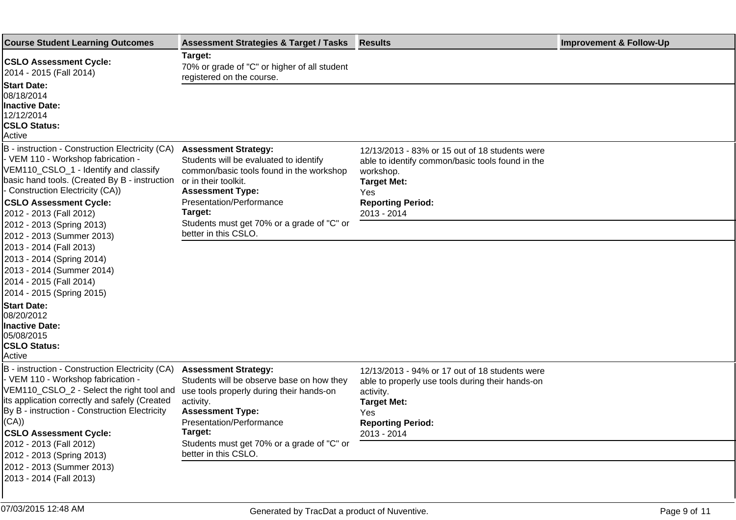| Course Student Learning Outcomes | Assessment Strategies & Target / Tasks | Results | Improvement & Follow-Up |
|---|---|---|---|
| **CSLO Assessment Cycle:**<br>2014 - 2015 (Fall 2014)<br>**Start Date:**<br>08/18/2014<br>**Inactive Date:**<br>12/12/2014<br>**CSLO Status:**<br>Active | **Target:**<br>70% or grade of "C" or higher of all student registered on the course. | | |
| B - instruction - Construction Electricity (CA) - VEM 110 - Workshop fabrication - VEM110_CSLO_1 - Identify and classify basic hand tools. (Created By B - instruction - Construction Electricity (CA))<br>**CSLO Assessment Cycle:**<br>2012 - 2013 (Fall 2012)<br>2012 - 2013 (Spring 2013)<br>2012 - 2013 (Summer 2013)<br>2013 - 2014 (Fall 2013)<br>2013 - 2014 (Spring 2014)<br>2013 - 2014 (Summer 2014)<br>2014 - 2015 (Fall 2014)<br>2014 - 2015 (Spring 2015)<br>**Start Date:**<br>08/20/2012<br>**Inactive Date:**<br>05/08/2015<br>**CSLO Status:**<br>Active | **Assessment Strategy:**<br>Students will be evaluated to identify common/basic tools found in the workshop or in their toolkit.<br>**Assessment Type:**<br>Presentation/Performance<br>**Target:**<br>Students must get 70% or a grade of "C" or better in this CSLO. | 12/13/2013 - 83% or 15 out of 18 students were able to identify common/basic tools found in the workshop.<br>**Target Met:**<br>Yes<br>**Reporting Period:**<br>2013 - 2014 | |
| B - instruction - Construction Electricity (CA) - VEM 110 - Workshop fabrication - VEM110_CSLO_2 - Select the right tool and its application correctly and safely (Created By B - instruction - Construction Electricity (CA))<br>**CSLO Assessment Cycle:**<br>2012 - 2013 (Fall 2012)<br>2012 - 2013 (Spring 2013)<br>2012 - 2013 (Summer 2013)<br>2013 - 2014 (Fall 2013) | **Assessment Strategy:**<br>Students will be observe base on how they use tools properly during their hands-on activity.<br>**Assessment Type:**<br>Presentation/Performance<br>**Target:**<br>Students must get 70% or a grade of "C" or better in this CSLO. | 12/13/2013 - 94% or 17 out of 18 students were able to properly use tools during their hands-on activity.<br>**Target Met:**<br>Yes<br>**Reporting Period:**<br>2013 - 2014 | |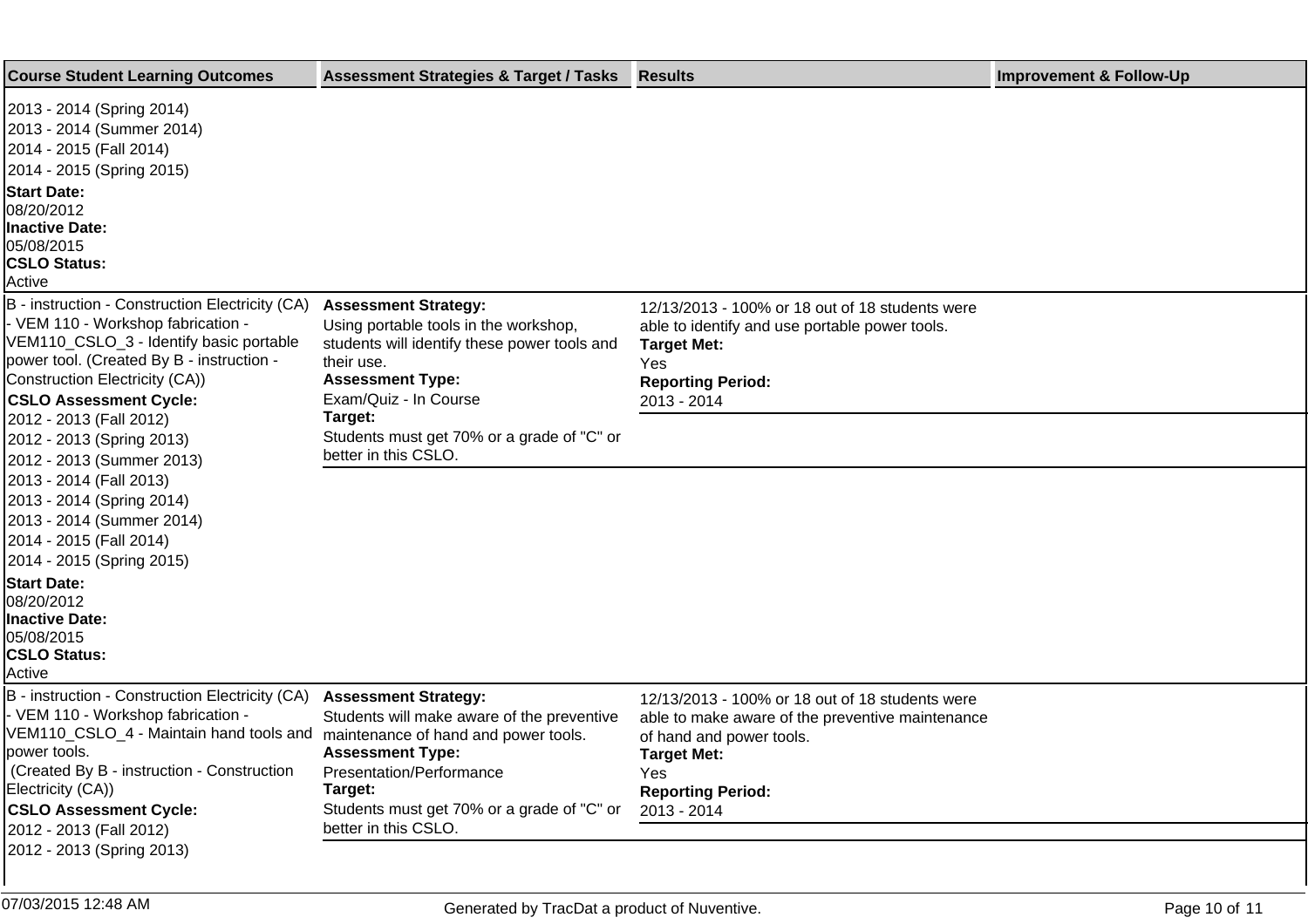| Course Student Learning Outcomes | Assessment Strategies & Target / Tasks | Results | Improvement & Follow-Up |
|---|---|---|---|
| 2013 - 2014 (Spring 2014)<br>2013 - 2014 (Summer 2014)<br>2014 - 2015 (Fall 2014)<br>2014 - 2015 (Spring 2015)<br>**Start Date:**<br>08/20/2012<br>**Inactive Date:**<br>05/08/2015<br>**CSLO Status:**<br>Active | | | |
| B - instruction - Construction Electricity (CA) - VEM 110 - Workshop fabrication - VEM110_CSLO_3 - Identify basic portable power tool. (Created By B - instruction - Construction Electricity (CA))<br>**CSLO Assessment Cycle:**<br>2012 - 2013 (Fall 2012)<br>2012 - 2013 (Spring 2013)<br>2012 - 2013 (Summer 2013)<br>2013 - 2014 (Fall 2013)<br>2013 - 2014 (Spring 2014)<br>2013 - 2014 (Summer 2014)<br>2014 - 2015 (Fall 2014)<br>2014 - 2015 (Spring 2015)<br>**Start Date:**<br>08/20/2012<br>**Inactive Date:**<br>05/08/2015<br>**CSLO Status:**<br>Active | **Assessment Strategy:**<br>Using portable tools in the workshop, students will identify these power tools and their use.<br>**Assessment Type:**<br>Exam/Quiz - In Course<br>**Target:**<br>Students must get 70% or a grade of "C" or better in this CSLO. | 12/13/2013 - 100% or 18 out of 18 students were able to identify and use portable power tools.<br>**Target Met:**<br>Yes<br>**Reporting Period:**<br>2013 - 2014 | |
| B - instruction - Construction Electricity (CA) - VEM 110 - Workshop fabrication - VEM110_CSLO_4 - Maintain hand tools and power tools.<br>(Created By B - instruction - Construction Electricity (CA))<br>**CSLO Assessment Cycle:**<br>2012 - 2013 (Fall 2012)<br>2012 - 2013 (Spring 2013) | **Assessment Strategy:**<br>Students will make aware of the preventive maintenance of hand and power tools.<br>**Assessment Type:**<br>Presentation/Performance<br>**Target:**<br>Students must get 70% or a grade of "C" or better in this CSLO. | 12/13/2013 - 100% or 18 out of 18 students were able to make aware of the preventive maintenance of hand and power tools.<br>**Target Met:**<br>Yes<br>**Reporting Period:**<br>2013 - 2014 | |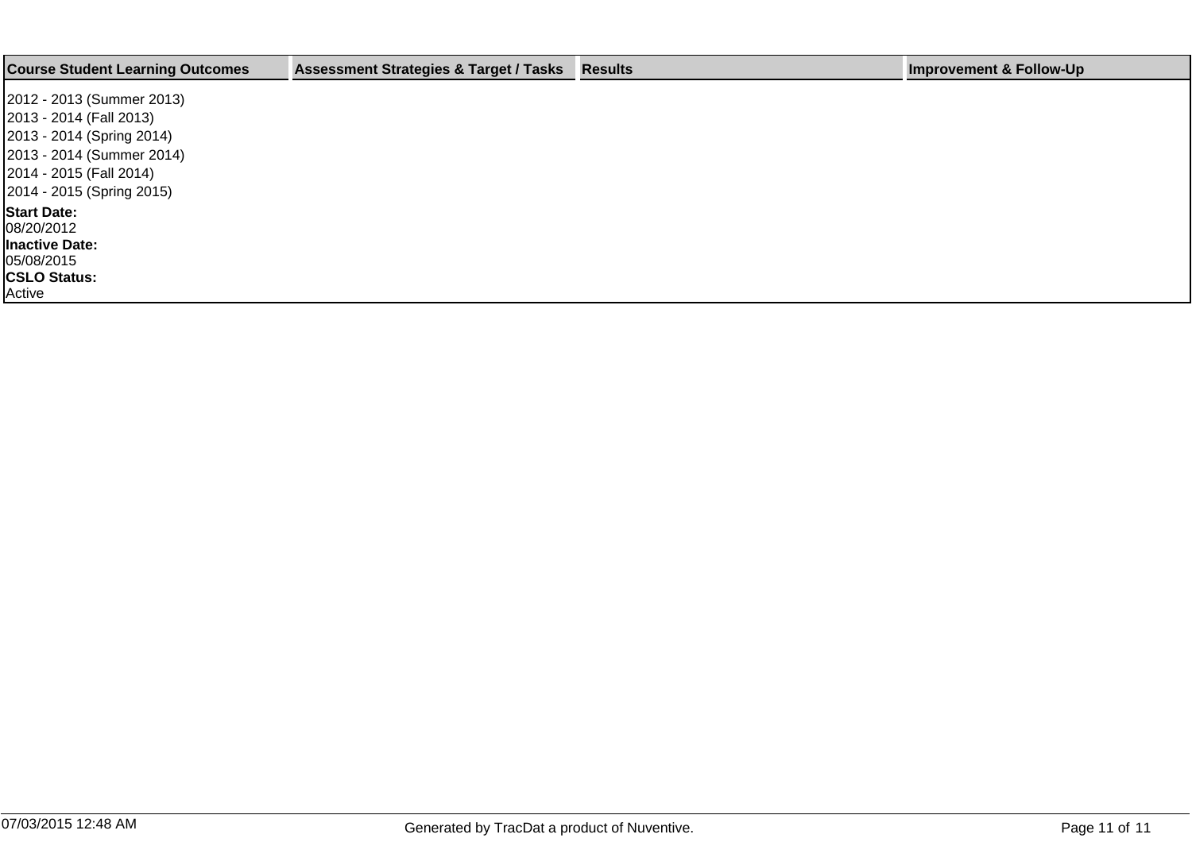| Course Student Learning Outcomes | Assessment Strategies & Target / Tasks | Results | Improvement & Follow-Up |
|---|---|---|---|
| 2012 - 2013 (Summer 2013)<br>2013 - 2014 (Fall 2013)<br>2013 - 2014 (Spring 2014)<br>2013 - 2014 (Summer 2014)<br>2014 - 2015 (Fall 2014)<br>2014 - 2015 (Spring 2015)<br>**Start Date:**<br>08/20/2012<br>**Inactive Date:**<br>05/08/2015<br>**CSLO Status:**<br>Active | | | |